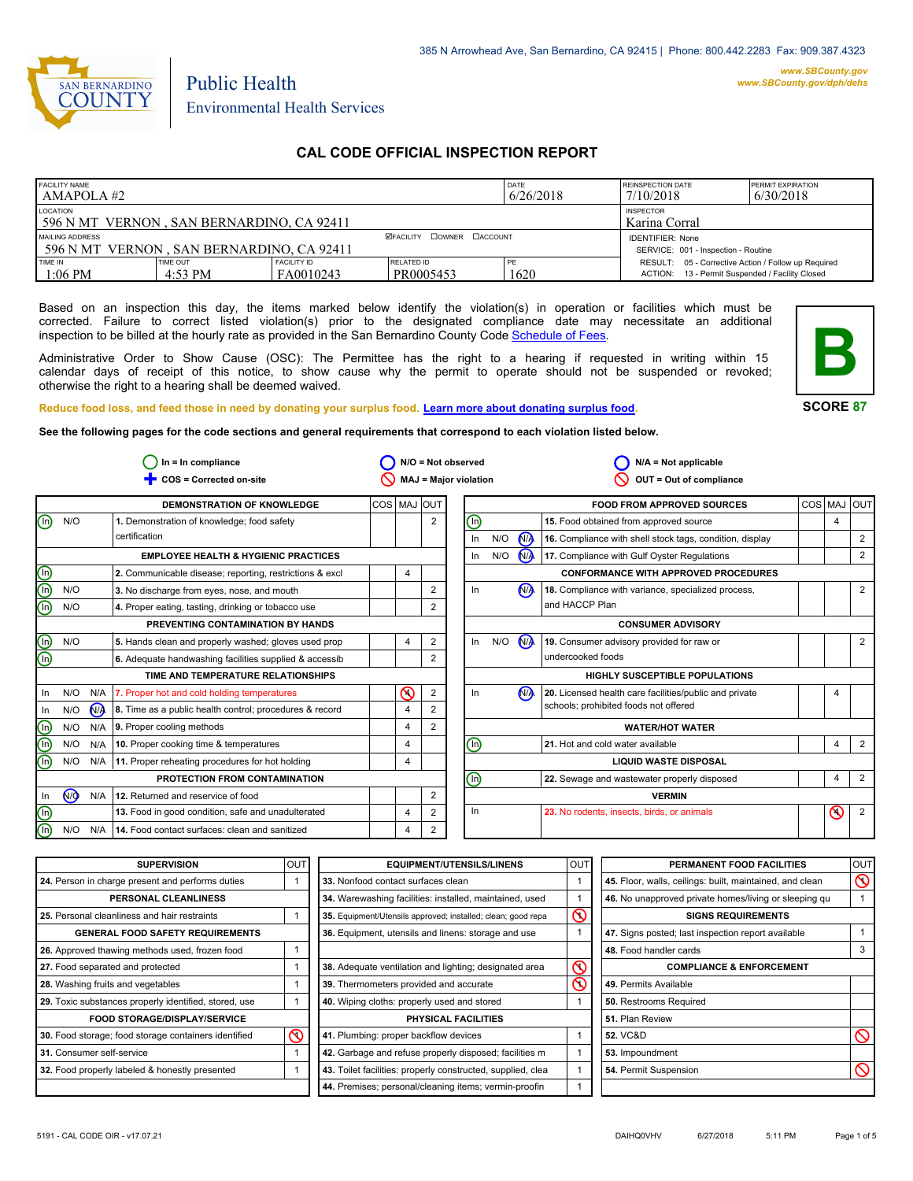385 N Arrowhead Ave, San Bernardino, CA 92415 | Phone: 800.442.2283 Fax: 909.387.4323

www.SBCounty.gov
www.SBCounty.gov/dph/dehs

SAN BERNARDINO COUNTY

Public Health
Environmental Health Services

# CAL CODE OFFICIAL INSPECTION REPORT

| FACILITY NAME | | | | DATE | REINSPECTION DATE | PERMIT EXPIRATION |
|---|---|---|---|---|---|---|
| AMAPOLA #2 | | | | 6/26/2018 | 7/10/2018 | 6/30/2018 |
| LOCATION: 596 N MT VERNON , SAN BERNARDINO, CA 92411 | | | | | INSPECTOR: Karina Corral | |
| MAILING ADDRESS: 596 N MT VERNON , SAN BERNARDINO, CA 92411 | | | ☑FACILITY ☐OWNER ☐ACCOUNT | | IDENTIFIER: None<br>SERVICE: 001 - Inspection - Routine | |
| TIME IN: 1:06 PM | TIME OUT: 4:53 PM | FACILITY ID: FA0010243 | RELATED ID: PR0005453 | PE: 1620 | RESULT: 05 - Corrective Action / Follow up Required<br>ACTION: 13 - Permit Suspended / Facility Closed | |

Based on an inspection this day, the items marked below identify the violation(s) in operation or facilities which must be corrected. Failure to correct listed violation(s) prior to the designated compliance date may necessitate an additional inspection to be billed at the hourly rate as provided in the San Bernardino County Code Schedule of Fees.

Administrative Order to Show Cause (OSC): The Permittee has the right to a hearing if requested in writing within 15 calendar days of receipt of this notice, to show cause why the permit to operate should not be suspended or revoked; otherwise the right to a hearing shall be deemed waived.

**B**

**SCORE 87**

Reduce food loss, and feed those in need by donating your surplus food. Learn more about donating surplus food.

**See the following pages for the code sections and general requirements that correspond to each violation listed below.**

In = In compliance | N/O = Not observed | N/A = Not applicable | COS = Corrected on-site | MAJ = Major violation | OUT = Out of compliance

| | | | DEMONSTRATION OF KNOWLEDGE | COS | MAJ | OUT |
|---|---|---|---|---|---|---|
| (In) | N/O | | 1. Demonstration of knowledge; food safety certification | | | 2 |
| | | | **EMPLOYEE HEALTH & HYGIENIC PRACTICES** | | | |
| (In) | | | 2. Communicable disease; reporting, restrictions & excl | | 4 | |
| (In) | N/O | | 3. No discharge from eyes, nose, and mouth | | | 2 |
| (In) | N/O | | 4. Proper eating, tasting, drinking or tobacco use | | | 2 |
| | | | **PREVENTING CONTAMINATION BY HANDS** | | | |
| (In) | N/O | | 5. Hands clean and properly washed; gloves used prop | | 4 | 2 |
| (In) | | | 6. Adequate handwashing facilities supplied & accessib | | | 2 |
| | | | **TIME AND TEMPERATURE RELATIONSHIPS** | | | |
| In | N/O | N/A | 7. Proper hot and cold holding temperatures | | (4) | 2 |
| In | N/O | (N/A) | 8. Time as a public health control; procedures & record | | 4 | 2 |
| (In) | N/O | N/A | 9. Proper cooling methods | | 4 | 2 |
| (In) | N/O | N/A | 10. Proper cooking time & temperatures | | 4 | |
| (In) | N/O | N/A | 11. Proper reheating procedures for hot holding | | 4 | |
| | | | **PROTECTION FROM CONTAMINATION** | | | |
| In | (N/O) | N/A | 12. Returned and reservice of food | | | 2 |
| (In) | | | 13. Food in good condition, safe and unadulterated | | 4 | 2 |
| (In) | N/O | N/A | 14. Food contact surfaces: clean and sanitized | | 4 | 2 |

| | | | FOOD FROM APPROVED SOURCES | COS | MAJ | OUT |
|---|---|---|---|---|---|---|
| (In) | | | 15. Food obtained from approved source | | 4 | |
| In | N/O | (N/A) | 16. Compliance with shell stock tags, condition, display | | | 2 |
| In | N/O | (N/A) | 17. Compliance with Gulf Oyster Regulations | | | 2 |
| | | | **CONFORMANCE WITH APPROVED PROCEDURES** | | | |
| In | | (N/A) | 18. Compliance with variance, specialized process, and HACCP Plan | | | 2 |
| | | | **CONSUMER ADVISORY** | | | |
| In | N/O | (N/A) | 19. Consumer advisory provided for raw or undercooked foods | | | 2 |
| | | | **HIGHLY SUSCEPTIBLE POPULATIONS** | | | |
| In | | (N/A) | 20. Licensed health care facilities/public and private schools; prohibited foods not offered | | 4 | |
| | | | **WATER/HOT WATER** | | | |
| (In) | | | 21. Hot and cold water available | | 4 | 2 |
| | | | **LIQUID WASTE DISPOSAL** | | | |
| (In) | | | 22. Sewage and wastewater properly disposed | | 4 | 2 |
| | | | **VERMIN** | | | |
| In | | | 23. No rodents, insects, birds, or animals | | (4) | 2 |

| SUPERVISION | OUT |
|---|---|
| 24. Person in charge present and performs duties | 1 |
| **PERSONAL CLEANLINESS** | |
| 25. Personal cleanliness and hair restraints | 1 |
| **GENERAL FOOD SAFETY REQUIREMENTS** | |
| 26. Approved thawing methods used, frozen food | 1 |
| 27. Food separated and protected | 1 |
| 28. Washing fruits and vegetables | 1 |
| 29. Toxic substances properly identified, stored, use | 1 |
| **FOOD STORAGE/DISPLAY/SERVICE** | |
| 30. Food storage; food storage containers identified | (1) |
| 31. Consumer self-service | 1 |
| 32. Food properly labeled & honestly presented | 1 |

| EQUIPMENT/UTENSILS/LINENS | OUT |
|---|---|
| 33. Nonfood contact surfaces clean | 1 |
| 34. Warewashing facilities: installed, maintained, used | 1 |
| 35. Equipment/Utensils approved; installed; clean; good repa | (1) |
| 36. Equipment, utensils and linens: storage and use | 1 |
| 38. Adequate ventilation and lighting; designated area | (1) |
| 39. Thermometers provided and accurate | (1) |
| 40. Wiping cloths: properly used and stored | 1 |
| **PHYSICAL FACILITIES** | |
| 41. Plumbing: proper backflow devices | 1 |
| 42. Garbage and refuse properly disposed; facilities m | 1 |
| 43. Toilet facilities: properly constructed, supplied, clea | 1 |
| 44. Premises; personal/cleaning items; vermin-proofin | 1 |

| PERMANENT FOOD FACILITIES | OUT |
|---|---|
| 45. Floor, walls, ceilings: built, maintained, and clean | (1) |
| 46. No unapproved private homes/living or sleeping qu | 1 |
| **SIGNS REQUIREMENTS** | |
| 47. Signs posted; last inspection report available | 1 |
| 48. Food handler cards | 3 |
| **COMPLIANCE & ENFORCEMENT** | |
| 49. Permits Available | |
| 50. Restrooms Required | |
| 51. Plan Review | |
| 52. VC&D | (X) |
| 53. Impoundment | |
| 54. Permit Suspension | (X) |

5191 - CAL CODE OIR - v17.07.21 DAIHQ0VHV 6/27/2018 5:11 PM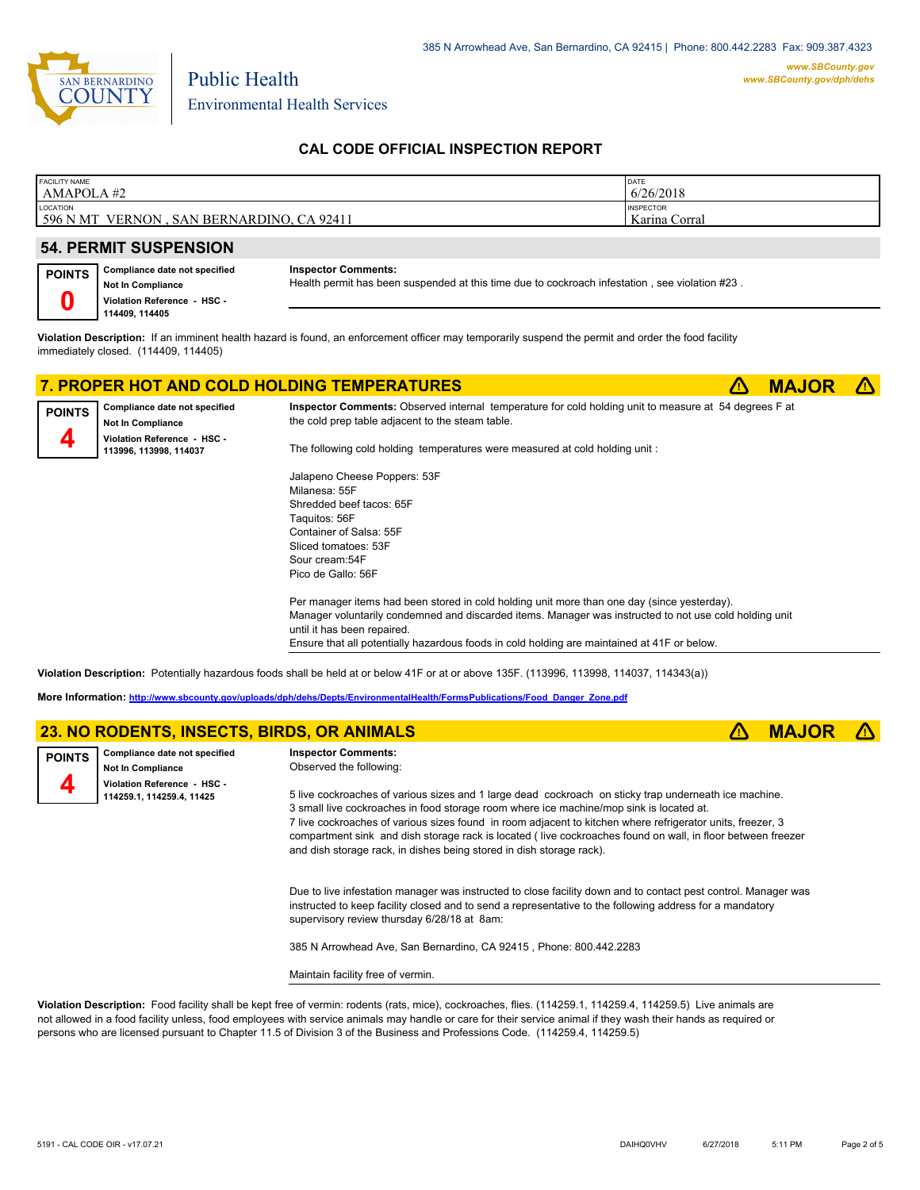385 N Arrowhead Ave, San Bernardino, CA 92415 | Phone: 800.442.2283 Fax: 909.387.4323

**www.SBCounty.gov**
**www.SBCounty.gov/dph/dehs**

Public Health
Environmental Health Services

## CAL CODE OFFICIAL INSPECTION REPORT

| FACILITY NAME | DATE |
|---|---|
| AMAPOLA #2 | 6/26/2018 |
| **LOCATION** | **INSPECTOR** |
| 596 N MT VERNON , SAN BERNARDINO, CA 92411 | Karina Corral |

## 54. PERMIT SUSPENSION

**POINTS 0**

**Compliance date not specified**
**Not In Compliance**
**Violation Reference - HSC - 114409, 114405**

**Inspector Comments:**
Health permit has been suspended at this time due to cockroach infestation , see violation #23 .

**Violation Description:** If an imminent health hazard is found, an enforcement officer may temporarily suspend the permit and order the food facility immediately closed. (114409, 114405)

## 7. PROPER HOT AND COLD HOLDING TEMPERATURES ⚠ MAJOR ⚠

**POINTS 4**

**Compliance date not specified**
**Not In Compliance**
**Violation Reference - HSC - 113996, 113998, 114037**

**Inspector Comments:** Observed internal temperature for cold holding unit to measure at 54 degrees F at the cold prep table adjacent to the steam table.

The following cold holding temperatures were measured at cold holding unit :

Jalapeno Cheese Poppers: 53F
Milanesa: 55F
Shredded beef tacos: 65F
Taquitos: 56F
Container of Salsa: 55F
Sliced tomatoes: 53F
Sour cream:54F
Pico de Gallo: 56F

Per manager items had been stored in cold holding unit more than one day (since yesterday).
Manager voluntarily condemned and discarded items. Manager was instructed to not use cold holding unit until it has been repaired.
Ensure that all potentially hazardous foods in cold holding are maintained at 41F or below.

**Violation Description:** Potentially hazardous foods shall be held at or below 41F or at or above 135F. (113996, 113998, 114037, 114343(a))

**More Information:** http://www.sbcounty.gov/uploads/dph/dehs/Depts/EnvironmentalHealth/FormsPublications/Food_Danger_Zone.pdf

## 23. NO RODENTS, INSECTS, BIRDS, OR ANIMALS ⚠ MAJOR ⚠

**POINTS 4**

**Compliance date not specified**
**Not In Compliance**
**Violation Reference - HSC - 114259.1, 114259.4, 11425**

**Inspector Comments:**
Observed the following:

5 live cockroaches of various sizes and 1 large dead cockroach on sticky trap underneath ice machine.
3 small live cockroaches in food storage room where ice machine/mop sink is located at.
7 live cockroaches of various sizes found in room adjacent to kitchen where refrigerator units, freezer, 3 compartment sink and dish storage rack is located ( live cockroaches found on wall, in floor between freezer and dish storage rack, in dishes being stored in dish storage rack).

Due to live infestation manager was instructed to close facility down and to contact pest control. Manager was instructed to keep facility closed and to send a representative to the following address for a mandatory supervisory review thursday 6/28/18 at 8am:

385 N Arrowhead Ave, San Bernardino, CA 92415 , Phone: 800.442.2283

Maintain facility free of vermin.

**Violation Description:** Food facility shall be kept free of vermin: rodents (rats, mice), cockroaches, flies. (114259.1, 114259.4, 114259.5) Live animals are not allowed in a food facility unless, food employees with service animals may handle or care for their service animal if they wash their hands as required or persons who are licensed pursuant to Chapter 11.5 of Division 3 of the Business and Professions Code. (114259.4, 114259.5)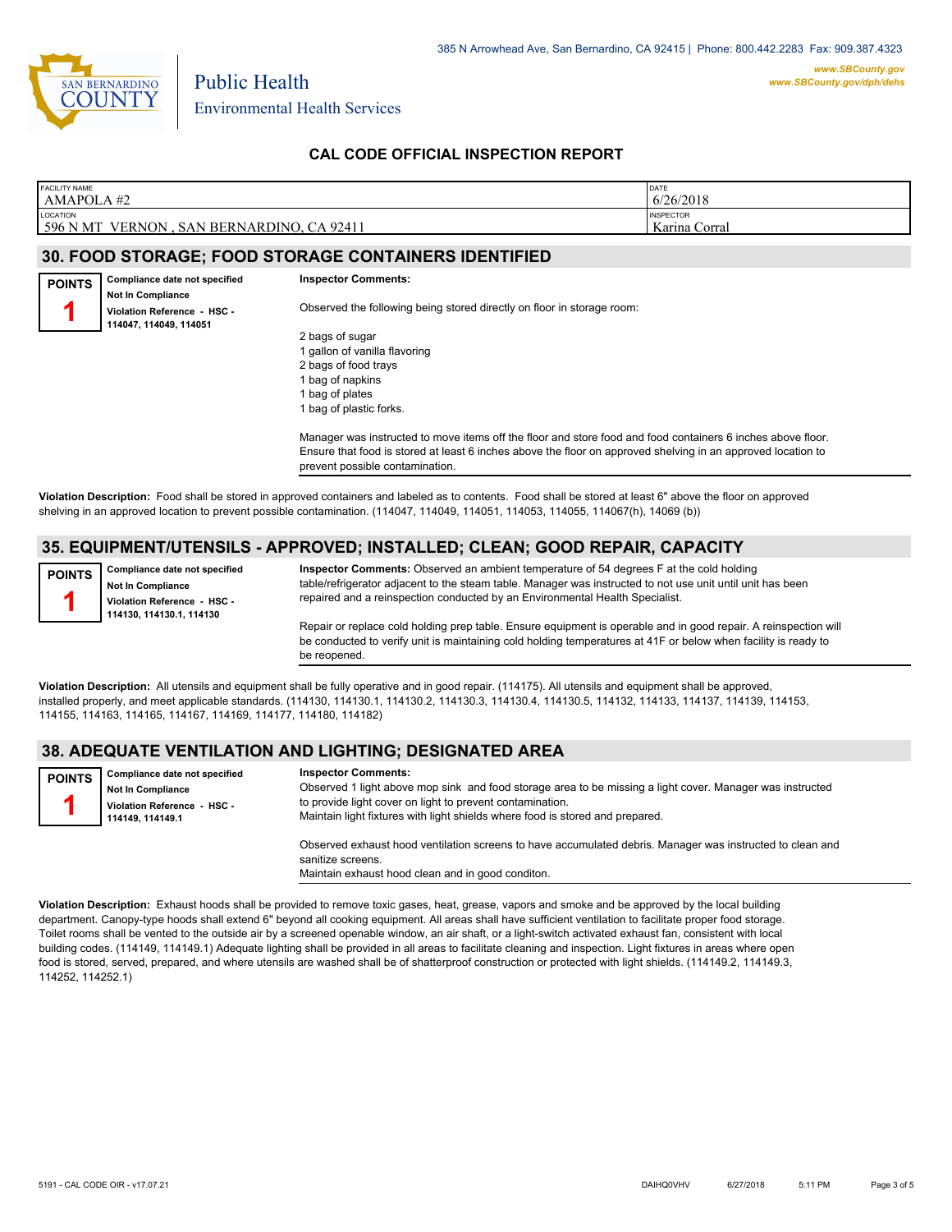385 N Arrowhead Ave, San Bernardino, CA 92415 | Phone: 800.442.2283 Fax: 909.387.4323

www.SBCounty.gov
www.SBCounty.gov/dph/dehs

San Bernardino County
Public Health
Environmental Health Services

## CAL CODE OFFICIAL INSPECTION REPORT

| FACILITY NAME | DATE |
|---|---|
| AMAPOLA #2 | 6/26/2018 |
| **LOCATION** | **INSPECTOR** |
| 596 N MT VERNON , SAN BERNARDINO, CA 92411 | Karina Corral |

## 30. FOOD STORAGE; FOOD STORAGE CONTAINERS IDENTIFIED

**POINTS** 1

**Compliance date not specified**
**Not In Compliance**
**Violation Reference - HSC - 114047, 114049, 114051**

**Inspector Comments:**

Observed the following being stored directly on floor in storage room:

2 bags of sugar
1 gallon of vanilla flavoring
2 bags of food trays
1 bag of napkins
1 bag of plates
1 bag of plastic forks.

Manager was instructed to move items off the floor and store food and food containers 6 inches above floor. Ensure that food is stored at least 6 inches above the floor on approved shelving in an approved location to prevent possible contamination.

**Violation Description:** Food shall be stored in approved containers and labeled as to contents. Food shall be stored at least 6" above the floor on approved shelving in an approved location to prevent possible contamination. (114047, 114049, 114051, 114053, 114055, 114067(h), 14069 (b))

## 35. EQUIPMENT/UTENSILS - APPROVED; INSTALLED; CLEAN; GOOD REPAIR, CAPACITY

**POINTS** 1

**Compliance date not specified**
**Not In Compliance**
**Violation Reference - HSC - 114130, 114130.1, 114130**

**Inspector Comments:** Observed an ambient temperature of 54 degrees F at the cold holding table/refrigerator adjacent to the steam table. Manager was instructed to not use unit until unit has been repaired and a reinspection conducted by an Environmental Health Specialist.

Repair or replace cold holding prep table. Ensure equipment is operable and in good repair. A reinspection will be conducted to verify unit is maintaining cold holding temperatures at 41F or below when facility is ready to be reopened.

**Violation Description:** All utensils and equipment shall be fully operative and in good repair. (114175). All utensils and equipment shall be approved, installed properly, and meet applicable standards. (114130, 114130.1, 114130.2, 114130.3, 114130.4, 114130.5, 114132, 114133, 114137, 114139, 114153, 114155, 114163, 114165, 114167, 114169, 114177, 114180, 114182)

## 38. ADEQUATE VENTILATION AND LIGHTING; DESIGNATED AREA

**POINTS** 1

**Compliance date not specified**
**Not In Compliance**
**Violation Reference - HSC - 114149, 114149.1**

**Inspector Comments:**
Observed 1 light above mop sink and food storage area to be missing a light cover. Manager was instructed to provide light cover on light to prevent contamination.
Maintain light fixtures with light shields where food is stored and prepared.

Observed exhaust hood ventilation screens to have accumulated debris. Manager was instructed to clean and sanitize screens.
Maintain exhaust hood clean and in good conditon.

**Violation Description:** Exhaust hoods shall be provided to remove toxic gases, heat, grease, vapors and smoke and be approved by the local building department. Canopy-type hoods shall extend 6" beyond all cooking equipment. All areas shall have sufficient ventilation to facilitate proper food storage. Toilet rooms shall be vented to the outside air by a screened openable window, an air shaft, or a light-switch activated exhaust fan, consistent with local building codes. (114149, 114149.1) Adequate lighting shall be provided in all areas to facilitate cleaning and inspection. Light fixtures in areas where open food is stored, served, prepared, and where utensils are washed shall be of shatterproof construction or protected with light shields. (114149.2, 114149.3, 114252, 114252.1)

5191 - CAL CODE OIR - v17.07.21 DAIHQ0VHV 6/27/2018 5:11 PM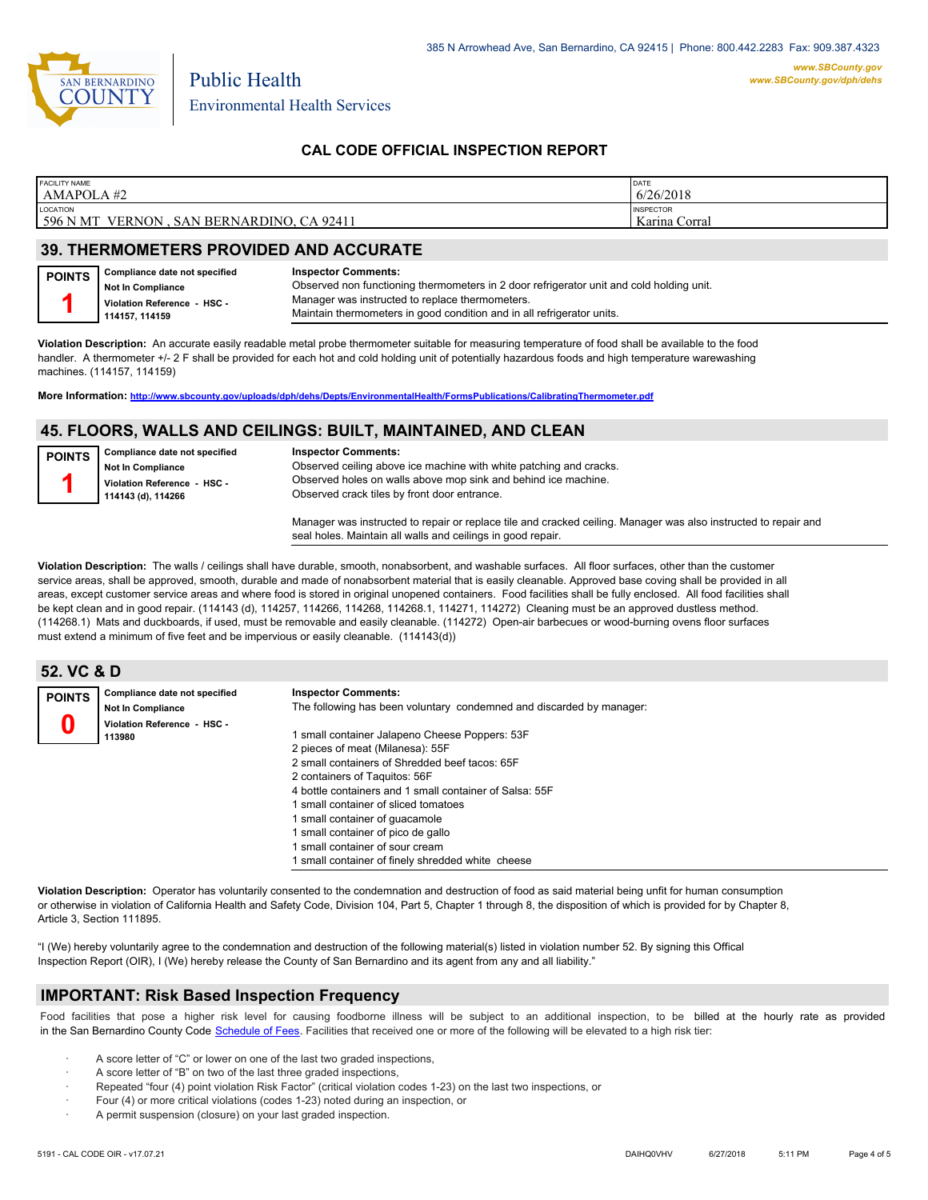385 N Arrowhead Ave, San Bernardino, CA 92415 | Phone: 800.442.2283 Fax: 909.387.4323

www.SBCounty.gov
www.SBCounty.gov/dph/dehs

Public Health
Environmental Health Services

## CAL CODE OFFICIAL INSPECTION REPORT

| FACILITY NAME | DATE |
|---|---|
| AMAPOLA #2 | 6/26/2018 |
| **LOCATION** | **INSPECTOR** |
| 596 N MT VERNON , SAN BERNARDINO, CA 92411 | Karina Corral |

## 39. THERMOMETERS PROVIDED AND ACCURATE

**POINTS** 1

**Compliance date not specified**
**Not In Compliance**
**Violation Reference - HSC - 114157, 114159**

**Inspector Comments:**
Observed non functioning thermometers in 2 door refrigerator unit and cold holding unit.
Manager was instructed to replace thermometers.
Maintain thermometers in good condition and in all refrigerator units.

**Violation Description:** An accurate easily readable metal probe thermometer suitable for measuring temperature of food shall be available to the food handler. A thermometer +/- 2 F shall be provided for each hot and cold holding unit of potentially hazardous foods and high temperature warewashing machines. (114157, 114159)

**More Information:** http://www.sbcounty.gov/uploads/dph/dehs/Depts/EnvironmentalHealth/FormsPublications/CalibratingThermometer.pdf

## 45. FLOORS, WALLS AND CEILINGS: BUILT, MAINTAINED, AND CLEAN

**POINTS** 1

**Compliance date not specified**
**Not In Compliance**
**Violation Reference - HSC - 114143 (d), 114266**

**Inspector Comments:**
Observed ceiling above ice machine with white patching and cracks.
Observed holes on walls above mop sink and behind ice machine.
Observed crack tiles by front door entrance.

Manager was instructed to repair or replace tile and cracked ceiling. Manager was also instructed to repair and seal holes. Maintain all walls and ceilings in good repair.

**Violation Description:** The walls / ceilings shall have durable, smooth, nonabsorbent, and washable surfaces. All floor surfaces, other than the customer service areas, shall be approved, smooth, durable and made of nonabsorbent material that is easily cleanable. Approved base coving shall be provided in all areas, except customer service areas and where food is stored in original unopened containers. Food facilities shall be fully enclosed. All food facilities shall be kept clean and in good repair. (114143 (d), 114257, 114266, 114268, 114268.1, 114271, 114272) Cleaning must be an approved dustless method. (114268.1) Mats and duckboards, if used, must be removable and easily cleanable. (114272) Open-air barbecues or wood-burning ovens floor surfaces must extend a minimum of five feet and be impervious or easily cleanable. (114143(d))

## 52. VC & D

**POINTS** 0

**Compliance date not specified**
**Not In Compliance**
**Violation Reference - HSC - 113980**

**Inspector Comments:**
The following has been voluntary condemned and discarded by manager:

1 small container Jalapeno Cheese Poppers: 53F
2 pieces of meat (Milanesa): 55F
2 small containers of Shredded beef tacos: 65F
2 containers of Taquitos: 56F
4 bottle containers and 1 small container of Salsa: 55F
1 small container of sliced tomatoes
1 small container of guacamole
1 small container of pico de gallo
1 small container of sour cream
1 small container of finely shredded white cheese

**Violation Description:** Operator has voluntarily consented to the condemnation and destruction of food as said material being unfit for human consumption or otherwise in violation of California Health and Safety Code, Division 104, Part 5, Chapter 1 through 8, the disposition of which is provided for by Chapter 8, Article 3, Section 111895.

"I (We) hereby voluntarily agree to the condemnation and destruction of the following material(s) listed in violation number 52. By signing this Offical Inspection Report (OIR), I (We) hereby release the County of San Bernardino and its agent from any and all liability."

## IMPORTANT: Risk Based Inspection Frequency

Food facilities that pose a higher risk level for causing foodborne illness will be subject to an additional inspection, to be billed at the hourly rate as provided in the San Bernardino County Code Schedule of Fees. Facilities that received one or more of the following will be elevated to a high risk tier:

- A score letter of "C" or lower on one of the last two graded inspections,
- A score letter of "B" on two of the last three graded inspections,
- Repeated "four (4) point violation Risk Factor" (critical violation codes 1-23) on the last two inspections, or
- Four (4) or more critical violations (codes 1-23) noted during an inspection, or
- A permit suspension (closure) on your last graded inspection.

5191 - CAL CODE OIR - v17.07.21 DAIHQ0VHV 6/27/2018 5:11 PM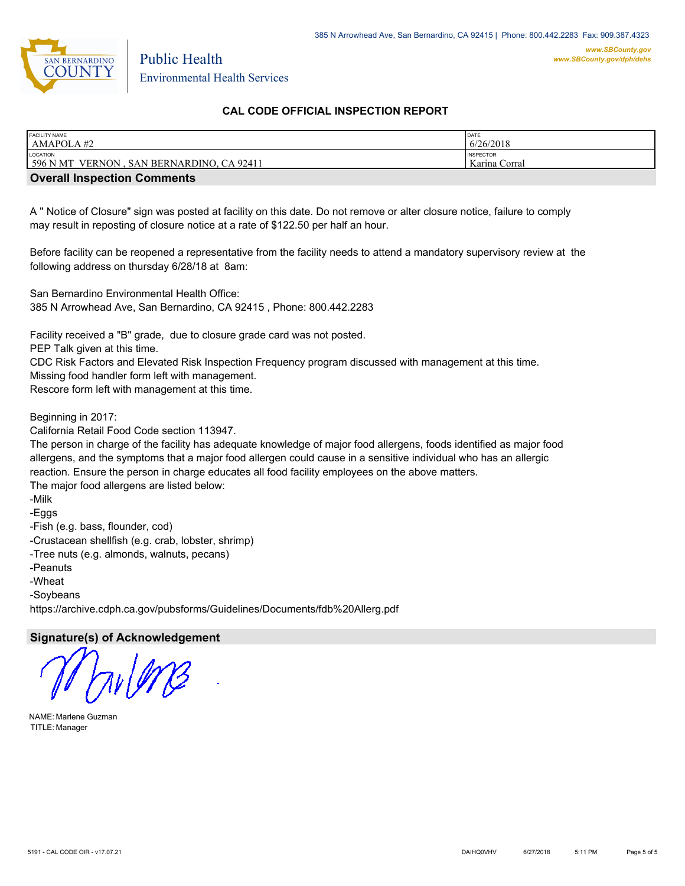385 N Arrowhead Ave, San Bernardino, CA 92415 | Phone: 800.442.2283 Fax: 909.387.4323

www.SBCounty.gov
www.SBCounty.gov/dph/dehs

SAN BERNARDINO COUNTY

Public Health
Environmental Health Services

## CAL CODE OFFICIAL INSPECTION REPORT

| FACILITY NAME | DATE |
|---|---|
| AMAPOLA #2 | 6/26/2018 |
| **LOCATION** | **INSPECTOR** |
| 596 N MT VERNON , SAN BERNARDINO, CA 92411 | Karina Corral |

### Overall Inspection Comments

A " Notice of Closure" sign was posted at facility on this date. Do not remove or alter closure notice, failure to comply may result in reposting of closure notice at a rate of $122.50 per half an hour.

Before facility can be reopened a representative from the facility needs to attend a mandatory supervisory review at the following address on thursday 6/28/18 at 8am:

San Bernardino Environmental Health Office:
385 N Arrowhead Ave, San Bernardino, CA 92415 , Phone: 800.442.2283

Facility received a "B" grade, due to closure grade card was not posted.
PEP Talk given at this time.
CDC Risk Factors and Elevated Risk Inspection Frequency program discussed with management at this time.
Missing food handler form left with management.
Rescore form left with management at this time.

Beginning in 2017:
California Retail Food Code section 113947.
The person in charge of the facility has adequate knowledge of major food allergens, foods identified as major food allergens, and the symptoms that a major food allergen could cause in a sensitive individual who has an allergic reaction. Ensure the person in charge educates all food facility employees on the above matters.
The major food allergens are listed below:
-Milk
-Eggs
-Fish (e.g. bass, flounder, cod)
-Crustacean shellfish (e.g. crab, lobster, shrimp)
-Tree nuts (e.g. almonds, walnuts, pecans)
-Peanuts
-Wheat
-Soybeans
https://archive.cdph.ca.gov/pubsforms/Guidelines/Documents/fdb%20Allerg.pdf

### Signature(s) of Acknowledgement

NAME: Marlene Guzman
TITLE: Manager

5191 - CAL CODE OIR - v17.07.21 DAIHQ0VHV 6/27/2018 5:11 PM